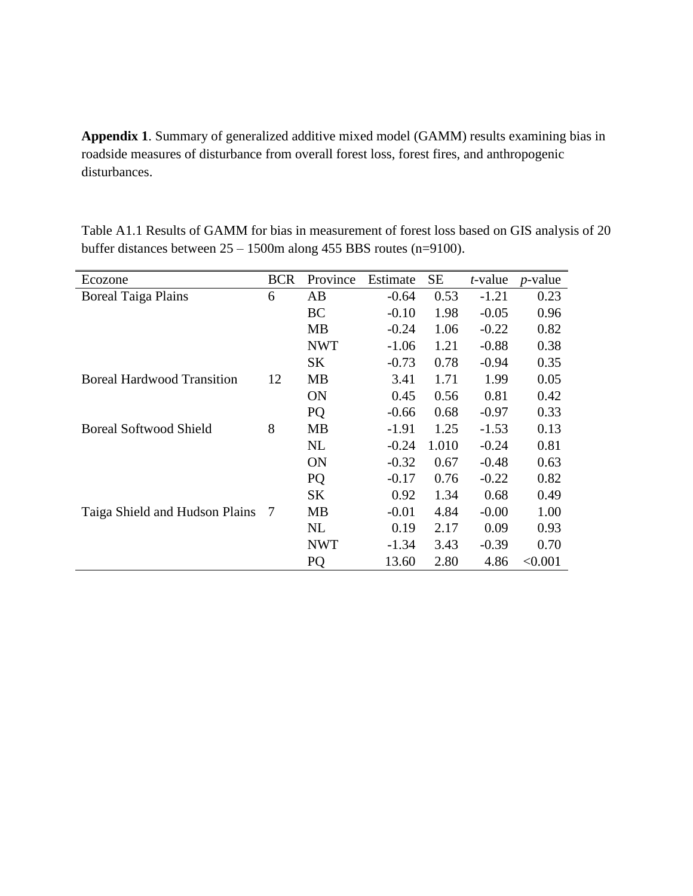**Appendix 1**. Summary of generalized additive mixed model (GAMM) results examining bias in roadside measures of disturbance from overall forest loss, forest fires, and anthropogenic disturbances.

Table A1.1 Results of GAMM for bias in measurement of forest loss based on GIS analysis of 20 buffer distances between 25 – 1500m along 455 BBS routes (n=9100).

| Ecozone | BCR | Province | Estimate | SE | *t*-value | *p*-value |
|---|---|---|---|---|---|---|
| Boreal Taiga Plains | 6 | AB | -0.64 | 0.53 | -1.21 | 0.23 |
| | | BC | -0.10 | 1.98 | -0.05 | 0.96 |
| | | MB | -0.24 | 1.06 | -0.22 | 0.82 |
| | | NWT | -1.06 | 1.21 | -0.88 | 0.38 |
| | | SK | -0.73 | 0.78 | -0.94 | 0.35 |
| Boreal Hardwood Transition | 12 | MB | 3.41 | 1.71 | 1.99 | 0.05 |
| | | ON | 0.45 | 0.56 | 0.81 | 0.42 |
| | | PQ | -0.66 | 0.68 | -0.97 | 0.33 |
| Boreal Softwood Shield | 8 | MB | -1.91 | 1.25 | -1.53 | 0.13 |
| | | NL | -0.24 | 1.010 | -0.24 | 0.81 |
| | | ON | -0.32 | 0.67 | -0.48 | 0.63 |
| | | PQ | -0.17 | 0.76 | -0.22 | 0.82 |
| | | SK | 0.92 | 1.34 | 0.68 | 0.49 |
| Taiga Shield and Hudson Plains | 7 | MB | -0.01 | 4.84 | -0.00 | 1.00 |
| | | NL | 0.19 | 2.17 | 0.09 | 0.93 |
| | | NWT | -1.34 | 3.43 | -0.39 | 0.70 |
| | | PQ | 13.60 | 2.80 | 4.86 | <0.001 |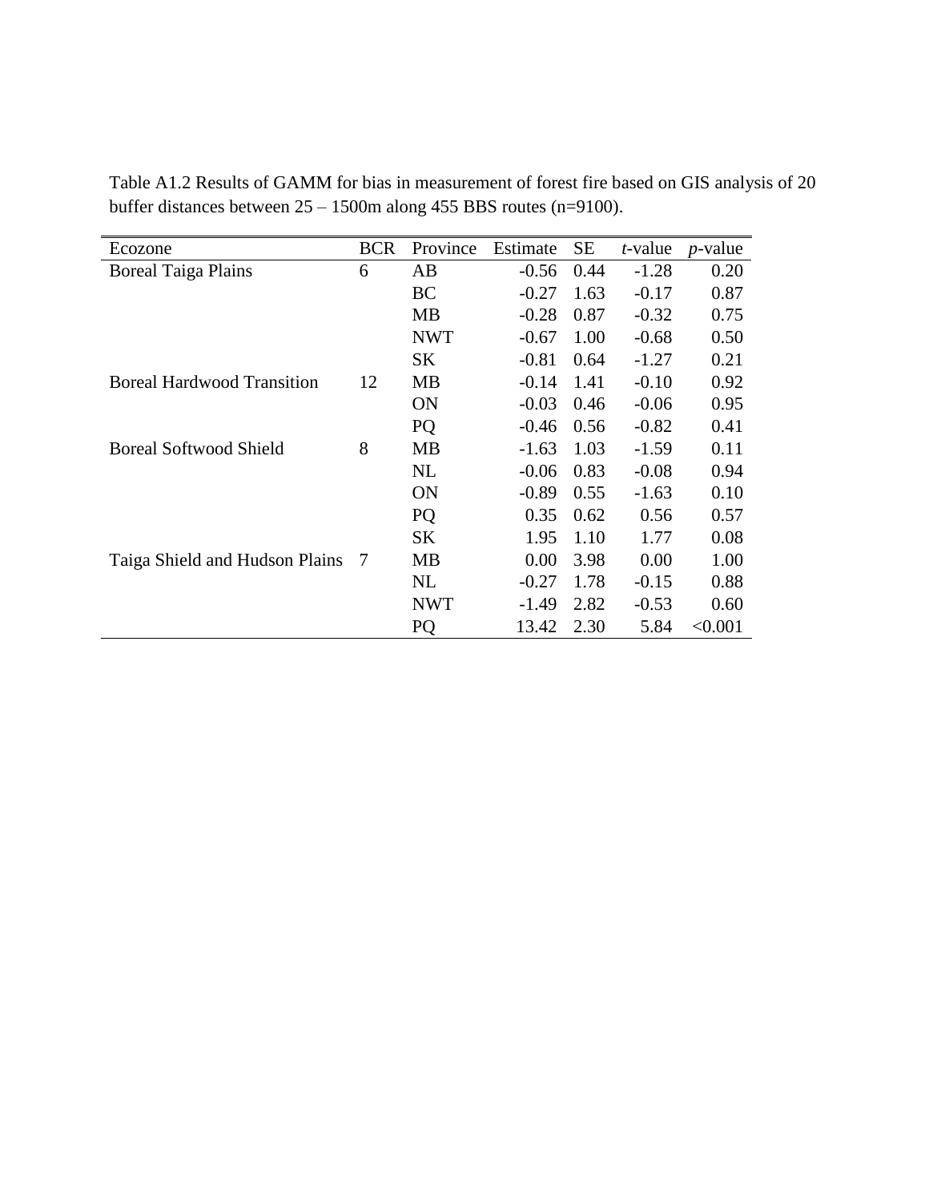Table A1.2 Results of GAMM for bias in measurement of forest fire based on GIS analysis of 20 buffer distances between 25 – 1500m along 455 BBS routes (n=9100).

| Ecozone | BCR | Province | Estimate | SE | *t*-value | *p*-value |
|---|---|---|---|---|---|---|
| Boreal Taiga Plains | 6 | AB | -0.56 | 0.44 | -1.28 | 0.20 |
| | | BC | -0.27 | 1.63 | -0.17 | 0.87 |
| | | MB | -0.28 | 0.87 | -0.32 | 0.75 |
| | | NWT | -0.67 | 1.00 | -0.68 | 0.50 |
| | | SK | -0.81 | 0.64 | -1.27 | 0.21 |
| Boreal Hardwood Transition | 12 | MB | -0.14 | 1.41 | -0.10 | 0.92 |
| | | ON | -0.03 | 0.46 | -0.06 | 0.95 |
| | | PQ | -0.46 | 0.56 | -0.82 | 0.41 |
| Boreal Softwood Shield | 8 | MB | -1.63 | 1.03 | -1.59 | 0.11 |
| | | NL | -0.06 | 0.83 | -0.08 | 0.94 |
| | | ON | -0.89 | 0.55 | -1.63 | 0.10 |
| | | PQ | 0.35 | 0.62 | 0.56 | 0.57 |
| | | SK | 1.95 | 1.10 | 1.77 | 0.08 |
| Taiga Shield and Hudson Plains | 7 | MB | 0.00 | 3.98 | 0.00 | 1.00 |
| | | NL | -0.27 | 1.78 | -0.15 | 0.88 |
| | | NWT | -1.49 | 2.82 | -0.53 | 0.60 |
| | | PQ | 13.42 | 2.30 | 5.84 | <0.001 |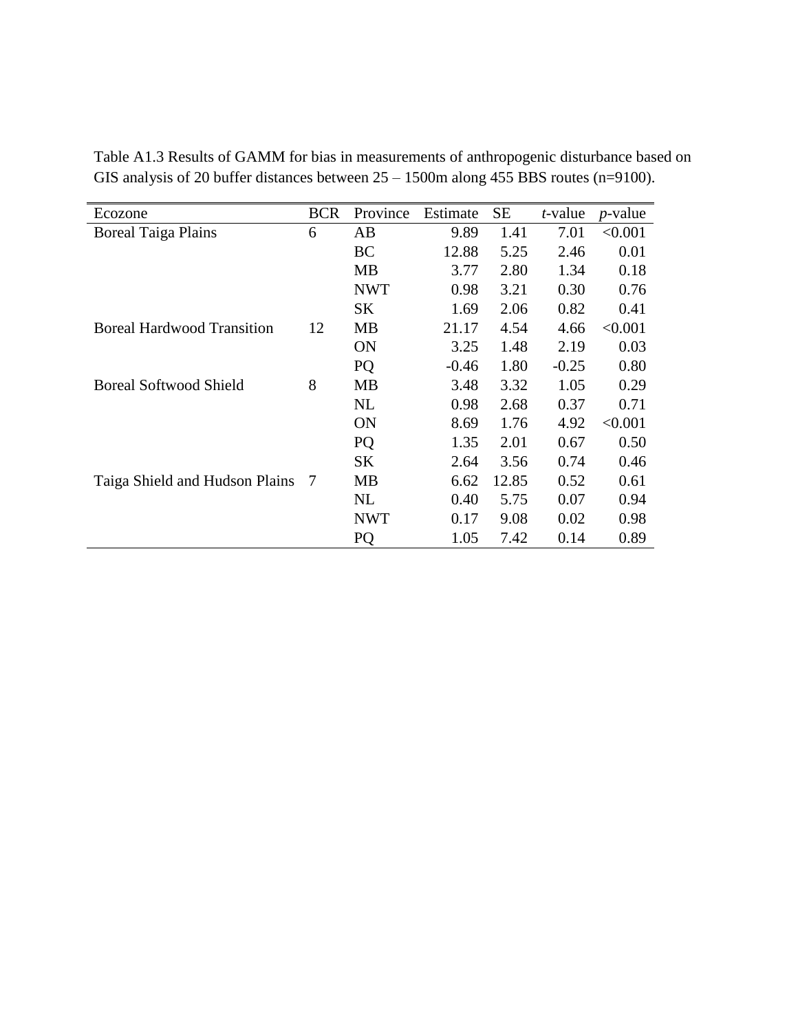Table A1.3 Results of GAMM for bias in measurements of anthropogenic disturbance based on GIS analysis of 20 buffer distances between 25 – 1500m along 455 BBS routes (n=9100).

| Ecozone | BCR | Province | Estimate | SE | *t*-value | *p*-value |
|---|---|---|---|---|---|---|
| Boreal Taiga Plains | 6 | AB | 9.89 | 1.41 | 7.01 | <0.001 |
| | | BC | 12.88 | 5.25 | 2.46 | 0.01 |
| | | MB | 3.77 | 2.80 | 1.34 | 0.18 |
| | | NWT | 0.98 | 3.21 | 0.30 | 0.76 |
| | | SK | 1.69 | 2.06 | 0.82 | 0.41 |
| Boreal Hardwood Transition | 12 | MB | 21.17 | 4.54 | 4.66 | <0.001 |
| | | ON | 3.25 | 1.48 | 2.19 | 0.03 |
| | | PQ | -0.46 | 1.80 | -0.25 | 0.80 |
| Boreal Softwood Shield | 8 | MB | 3.48 | 3.32 | 1.05 | 0.29 |
| | | NL | 0.98 | 2.68 | 0.37 | 0.71 |
| | | ON | 8.69 | 1.76 | 4.92 | <0.001 |
| | | PQ | 1.35 | 2.01 | 0.67 | 0.50 |
| | | SK | 2.64 | 3.56 | 0.74 | 0.46 |
| Taiga Shield and Hudson Plains | 7 | MB | 6.62 | 12.85 | 0.52 | 0.61 |
| | | NL | 0.40 | 5.75 | 0.07 | 0.94 |
| | | NWT | 0.17 | 9.08 | 0.02 | 0.98 |
| | | PQ | 1.05 | 7.42 | 0.14 | 0.89 |